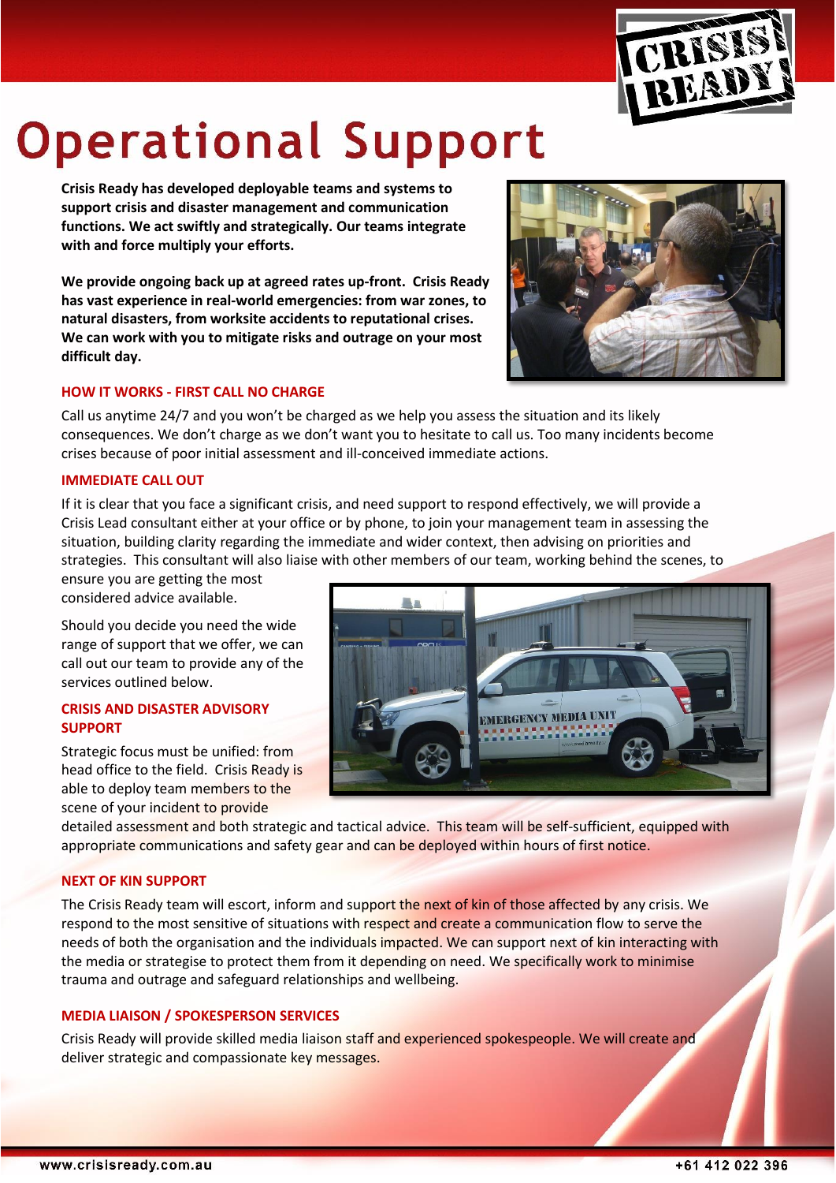# Operational Support

**Crisis Ready has developed deployable teams and systems to support crisis and disaster management and communication functions. We act swiftly and strategically. Our teams integrate with and force multiply your efforts.**

**We provide ongoing back up at agreed rates up-front. Crisis Ready has vast experience in real-world emergencies: from war zones, to natural disasters, from worksite accidents to reputational crises. We can work with you to mitigate risks and outrage on your most difficult day.**

## HOW IT WORKS - FIRST CALL NO CHARGE

Call us anytime 24/7 and you won't be charged as we help you assess the situation and its likely consequences. We don't charge as we don't want you to hesitate to call us. Too many incidents become crises because of poor initial assessment and ill-conceived immediate actions.

## IMMEDIATE CALL OUT

If it is clear that you face a significant crisis, and need support to respond effectively, we will provide a Crisis Lead consultant either at your office or by phone, to join your management team in assessing the situation, building clarity regarding the immediate and wider context, then advising on priorities and strategies. This consultant will also liaise with other members of our team, working behind the scenes, to ensure you are getting the most considered advice available.

Should you decide you need the wide range of support that we offer, we can call out our team to provide any of the services outlined below.

## CRISIS AND DISASTER ADVISORY SUPPORT

Strategic focus must be unified: from head office to the field. Crisis Ready is able to deploy team members to the scene of your incident to provide detailed assessment and both strategic and tactical advice. This team will be self-sufficient, equipped with appropriate communications and safety gear and can be deployed within hours of first notice.

## NEXT OF KIN SUPPORT

The Crisis Ready team will escort, inform and support the next of kin of those affected by any crisis. We respond to the most sensitive of situations with respect and create a communication flow to serve the needs of both the organisation and the individuals impacted. We can support next of kin interacting with the media or strategise to protect them from it depending on need. We specifically work to minimise trauma and outrage and safeguard relationships and wellbeing.

## MEDIA LIAISON / SPOKESPERSON SERVICES

Crisis Ready will provide skilled media liaison staff and experienced spokespeople. We will create and deliver strategic and compassionate key messages.

www.crisisready.com.au +61 412 022 396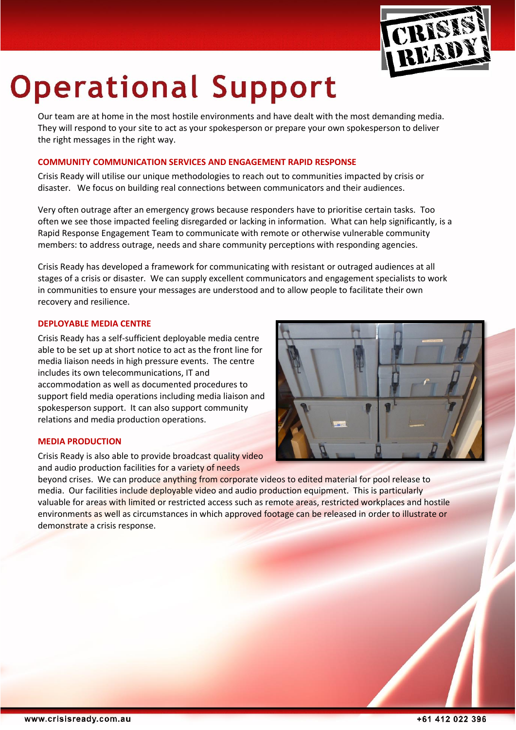# Operational Support

Our team are at home in the most hostile environments and have dealt with the most demanding media. They will respond to your site to act as your spokesperson or prepare your own spokesperson to deliver the right messages in the right way.

## COMMUNITY COMMUNICATION SERVICES AND ENGAGEMENT RAPID RESPONSE

Crisis Ready will utilise our unique methodologies to reach out to communities impacted by crisis or disaster. We focus on building real connections between communicators and their audiences.

Very often outrage after an emergency grows because responders have to prioritise certain tasks. Too often we see those impacted feeling disregarded or lacking in information. What can help significantly, is a Rapid Response Engagement Team to communicate with remote or otherwise vulnerable community members: to address outrage, needs and share community perceptions with responding agencies.

Crisis Ready has developed a framework for communicating with resistant or outraged audiences at all stages of a crisis or disaster. We can supply excellent communicators and engagement specialists to work in communities to ensure your messages are understood and to allow people to facilitate their own recovery and resilience.

## DEPLOYABLE MEDIA CENTRE

Crisis Ready has a self-sufficient deployable media centre able to be set up at short notice to act as the front line for media liaison needs in high pressure events. The centre includes its own telecommunications, IT and accommodation as well as documented procedures to support field media operations including media liaison and spokesperson support. It can also support community relations and media production operations.

## MEDIA PRODUCTION

Crisis Ready is also able to provide broadcast quality video and audio production facilities for a variety of needs beyond crises. We can produce anything from corporate videos to edited material for pool release to media. Our facilities include deployable video and audio production equipment. This is particularly valuable for areas with limited or restricted access such as remote areas, restricted workplaces and hostile environments as well as circumstances in which approved footage can be released in order to illustrate or demonstrate a crisis response.